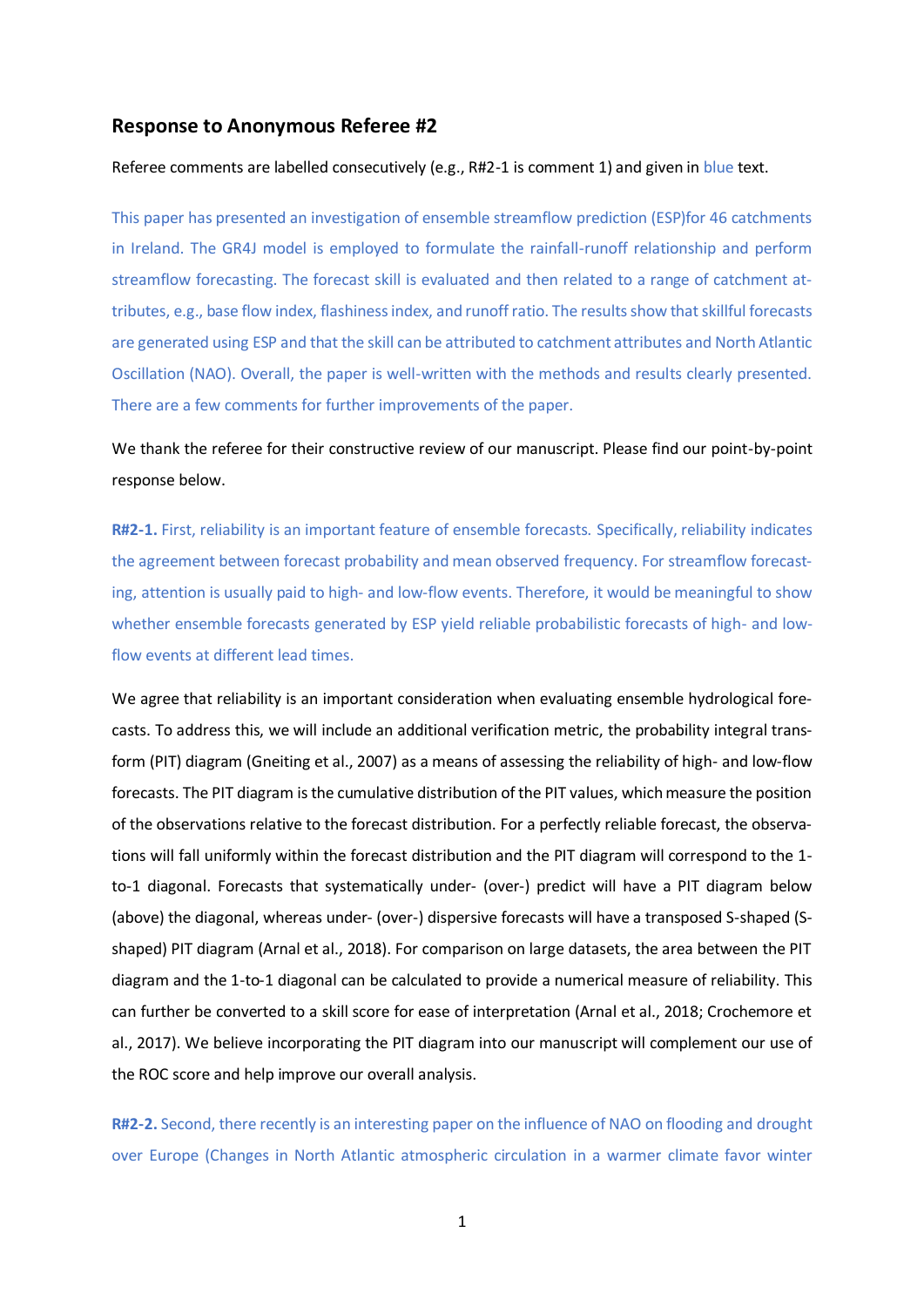### Response to Anonymous Referee #2

Referee comments are labelled consecutively (e.g., R#2-1 is comment 1) and given in blue text.

This paper has presented an investigation of ensemble streamflow prediction (ESP)for 46 catchments in Ireland. The GR4J model is employed to formulate the rainfall-runoff relationship and perform streamflow forecasting. The forecast skill is evaluated and then related to a range of catchment attributes, e.g., base flow index, flashiness index, and runoff ratio. The results show that skillful forecasts are generated using ESP and that the skill can be attributed to catchment attributes and North Atlantic Oscillation (NAO). Overall, the paper is well-written with the methods and results clearly presented. There are a few comments for further improvements of the paper.

We thank the referee for their constructive review of our manuscript. Please find our point-by-point response below.

**R#2-1.** First, reliability is an important feature of ensemble forecasts. Specifically, reliability indicates the agreement between forecast probability and mean observed frequency. For streamflow forecasting, attention is usually paid to high- and low-flow events. Therefore, it would be meaningful to show whether ensemble forecasts generated by ESP yield reliable probabilistic forecasts of high- and low-flow events at different lead times.

We agree that reliability is an important consideration when evaluating ensemble hydrological forecasts. To address this, we will include an additional verification metric, the probability integral transform (PIT) diagram (Gneiting et al., 2007) as a means of assessing the reliability of high- and low-flow forecasts. The PIT diagram is the cumulative distribution of the PIT values, which measure the position of the observations relative to the forecast distribution. For a perfectly reliable forecast, the observations will fall uniformly within the forecast distribution and the PIT diagram will correspond to the 1-to-1 diagonal. Forecasts that systematically under- (over-) predict will have a PIT diagram below (above) the diagonal, whereas under- (over-) dispersive forecasts will have a transposed S-shaped (S-shaped) PIT diagram (Arnal et al., 2018). For comparison on large datasets, the area between the PIT diagram and the 1-to-1 diagonal can be calculated to provide a numerical measure of reliability. This can further be converted to a skill score for ease of interpretation (Arnal et al., 2018; Crochemore et al., 2017). We believe incorporating the PIT diagram into our manuscript will complement our use of the ROC score and help improve our overall analysis.

**R#2-2.** Second, there recently is an interesting paper on the influence of NAO on flooding and drought over Europe (Changes in North Atlantic atmospheric circulation in a warmer climate favor winter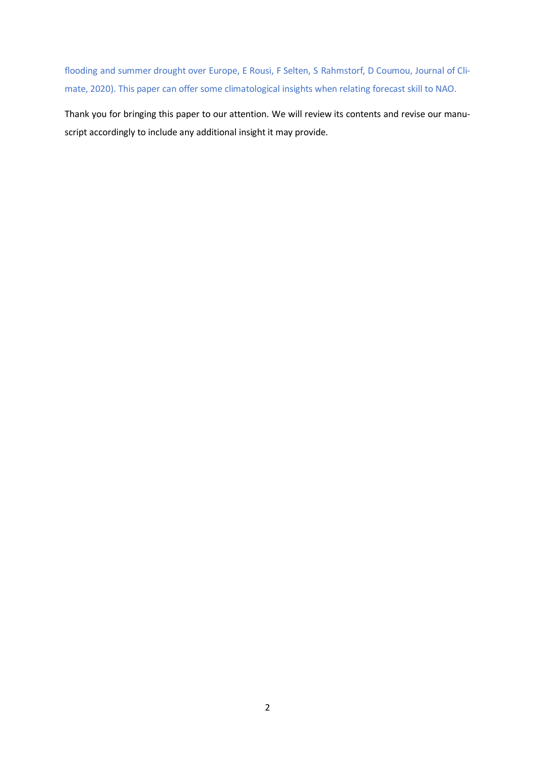flooding and summer drought over Europe, E Rousi, F Selten, S Rahmstorf, D Coumou, Journal of Climate, 2020). This paper can offer some climatological insights when relating forecast skill to NAO.

Thank you for bringing this paper to our attention. We will review its contents and revise our manuscript accordingly to include any additional insight it may provide.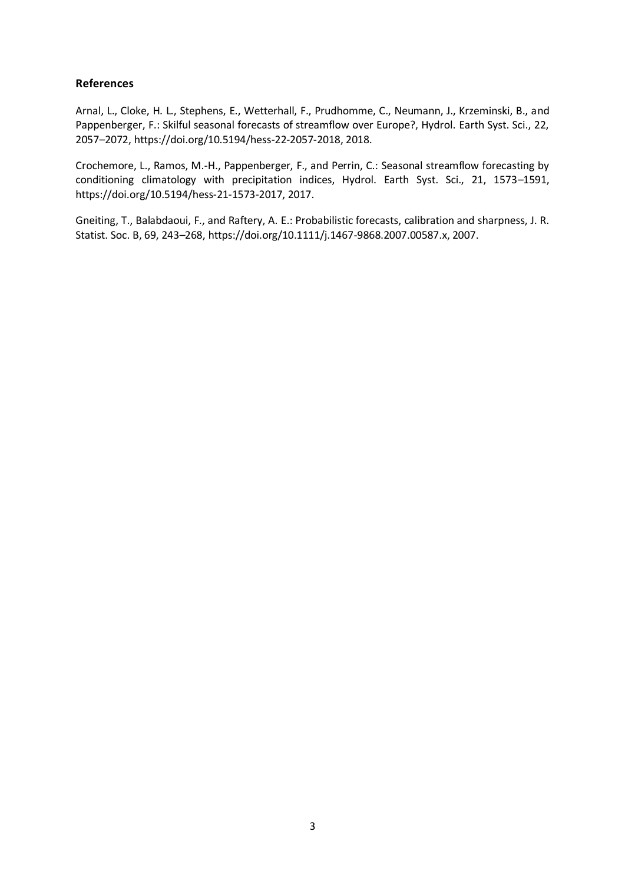## References

Arnal, L., Cloke, H. L., Stephens, E., Wetterhall, F., Prudhomme, C., Neumann, J., Krzeminski, B., and Pappenberger, F.: Skilful seasonal forecasts of streamflow over Europe?, Hydrol. Earth Syst. Sci., 22, 2057–2072, https://doi.org/10.5194/hess-22-2057-2018, 2018.

Crochemore, L., Ramos, M.-H., Pappenberger, F., and Perrin, C.: Seasonal streamflow forecasting by conditioning climatology with precipitation indices, Hydrol. Earth Syst. Sci., 21, 1573–1591, https://doi.org/10.5194/hess-21-1573-2017, 2017.

Gneiting, T., Balabdaoui, F., and Raftery, A. E.: Probabilistic forecasts, calibration and sharpness, J. R. Statist. Soc. B, 69, 243–268, https://doi.org/10.1111/j.1467-9868.2007.00587.x, 2007.